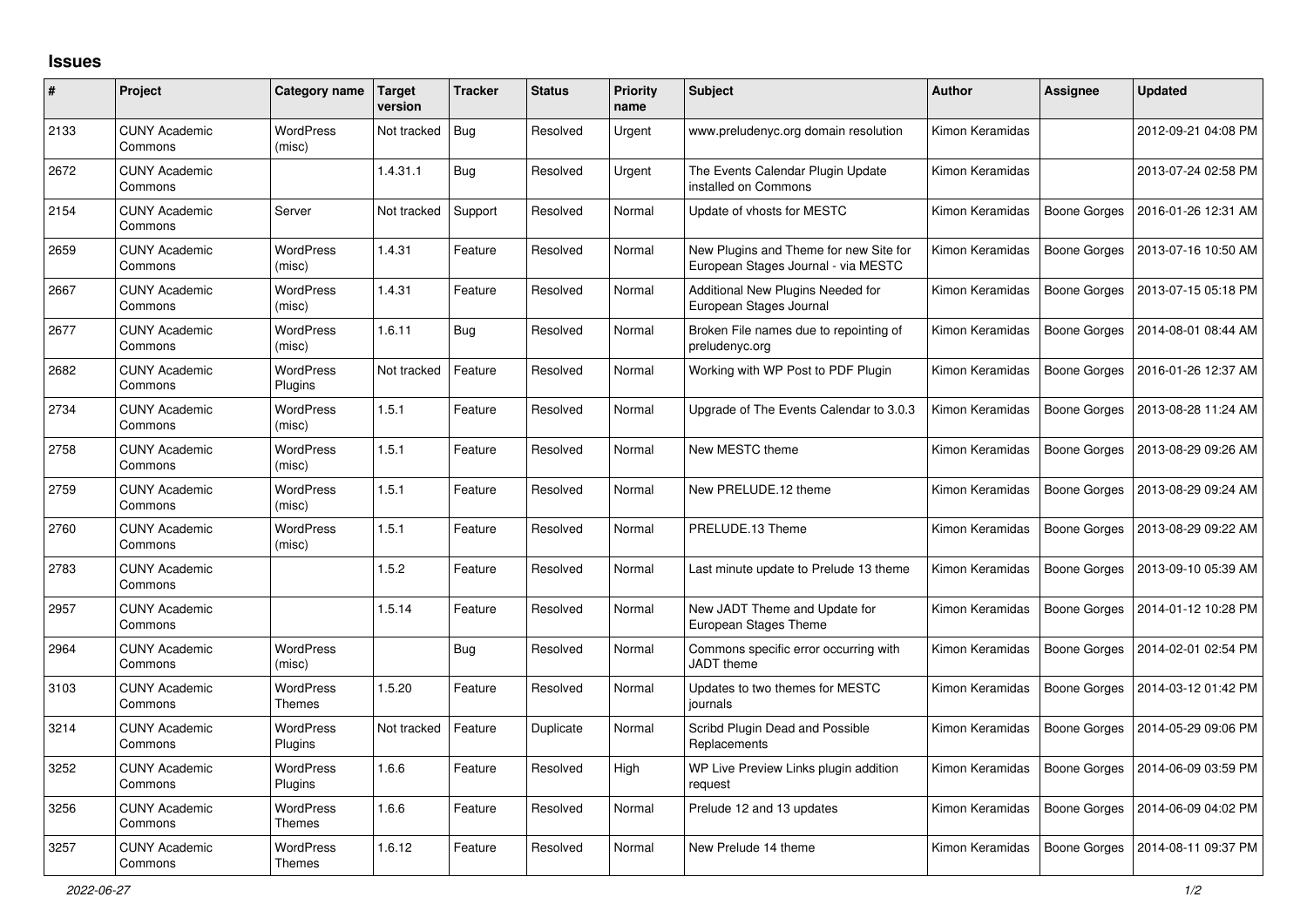## Issues

| # | Project | Category name | Target version | Tracker | Status | Priority name | Subject | Author | Assignee | Updated |
|---|---|---|---|---|---|---|---|---|---|---|
| 2133 | CUNY Academic Commons | WordPress (misc) | Not tracked | Bug | Resolved | Urgent | www.preludenyc.org domain resolution | Kimon Keramidas | | 2012-09-21 04:08 PM |
| 2672 | CUNY Academic Commons | | 1.4.31.1 | Bug | Resolved | Urgent | The Events Calendar Plugin Update installed on Commons | Kimon Keramidas | | 2013-07-24 02:58 PM |
| 2154 | CUNY Academic Commons | Server | Not tracked | Support | Resolved | Normal | Update of vhosts for MESTC | Kimon Keramidas | Boone Gorges | 2016-01-26 12:31 AM |
| 2659 | CUNY Academic Commons | WordPress (misc) | 1.4.31 | Feature | Resolved | Normal | New Plugins and Theme for new Site for European Stages Journal - via MESTC | Kimon Keramidas | Boone Gorges | 2013-07-16 10:50 AM |
| 2667 | CUNY Academic Commons | WordPress (misc) | 1.4.31 | Feature | Resolved | Normal | Additional New Plugins Needed for European Stages Journal | Kimon Keramidas | Boone Gorges | 2013-07-15 05:18 PM |
| 2677 | CUNY Academic Commons | WordPress (misc) | 1.6.11 | Bug | Resolved | Normal | Broken File names due to repointing of preludenyc.org | Kimon Keramidas | Boone Gorges | 2014-08-01 08:44 AM |
| 2682 | CUNY Academic Commons | WordPress Plugins | Not tracked | Feature | Resolved | Normal | Working with WP Post to PDF Plugin | Kimon Keramidas | Boone Gorges | 2016-01-26 12:37 AM |
| 2734 | CUNY Academic Commons | WordPress (misc) | 1.5.1 | Feature | Resolved | Normal | Upgrade of The Events Calendar to 3.0.3 | Kimon Keramidas | Boone Gorges | 2013-08-28 11:24 AM |
| 2758 | CUNY Academic Commons | WordPress (misc) | 1.5.1 | Feature | Resolved | Normal | New MESTC theme | Kimon Keramidas | Boone Gorges | 2013-08-29 09:26 AM |
| 2759 | CUNY Academic Commons | WordPress (misc) | 1.5.1 | Feature | Resolved | Normal | New PRELUDE.12 theme | Kimon Keramidas | Boone Gorges | 2013-08-29 09:24 AM |
| 2760 | CUNY Academic Commons | WordPress (misc) | 1.5.1 | Feature | Resolved | Normal | PRELUDE.13 Theme | Kimon Keramidas | Boone Gorges | 2013-08-29 09:22 AM |
| 2783 | CUNY Academic Commons | | 1.5.2 | Feature | Resolved | Normal | Last minute update to Prelude 13 theme | Kimon Keramidas | Boone Gorges | 2013-09-10 05:39 AM |
| 2957 | CUNY Academic Commons | | 1.5.14 | Feature | Resolved | Normal | New JADT Theme and Update for European Stages Theme | Kimon Keramidas | Boone Gorges | 2014-01-12 10:28 PM |
| 2964 | CUNY Academic Commons | WordPress (misc) | | Bug | Resolved | Normal | Commons specific error occurring with JADT theme | Kimon Keramidas | Boone Gorges | 2014-02-01 02:54 PM |
| 3103 | CUNY Academic Commons | WordPress Themes | 1.5.20 | Feature | Resolved | Normal | Updates to two themes for MESTC journals | Kimon Keramidas | Boone Gorges | 2014-03-12 01:42 PM |
| 3214 | CUNY Academic Commons | WordPress Plugins | Not tracked | Feature | Duplicate | Normal | Scribd Plugin Dead and Possible Replacements | Kimon Keramidas | Boone Gorges | 2014-05-29 09:06 PM |
| 3252 | CUNY Academic Commons | WordPress Plugins | 1.6.6 | Feature | Resolved | High | WP Live Preview Links plugin addition request | Kimon Keramidas | Boone Gorges | 2014-06-09 03:59 PM |
| 3256 | CUNY Academic Commons | WordPress Themes | 1.6.6 | Feature | Resolved | Normal | Prelude 12 and 13 updates | Kimon Keramidas | Boone Gorges | 2014-06-09 04:02 PM |
| 3257 | CUNY Academic Commons | WordPress Themes | 1.6.12 | Feature | Resolved | Normal | New Prelude 14 theme | Kimon Keramidas | Boone Gorges | 2014-08-11 09:37 PM |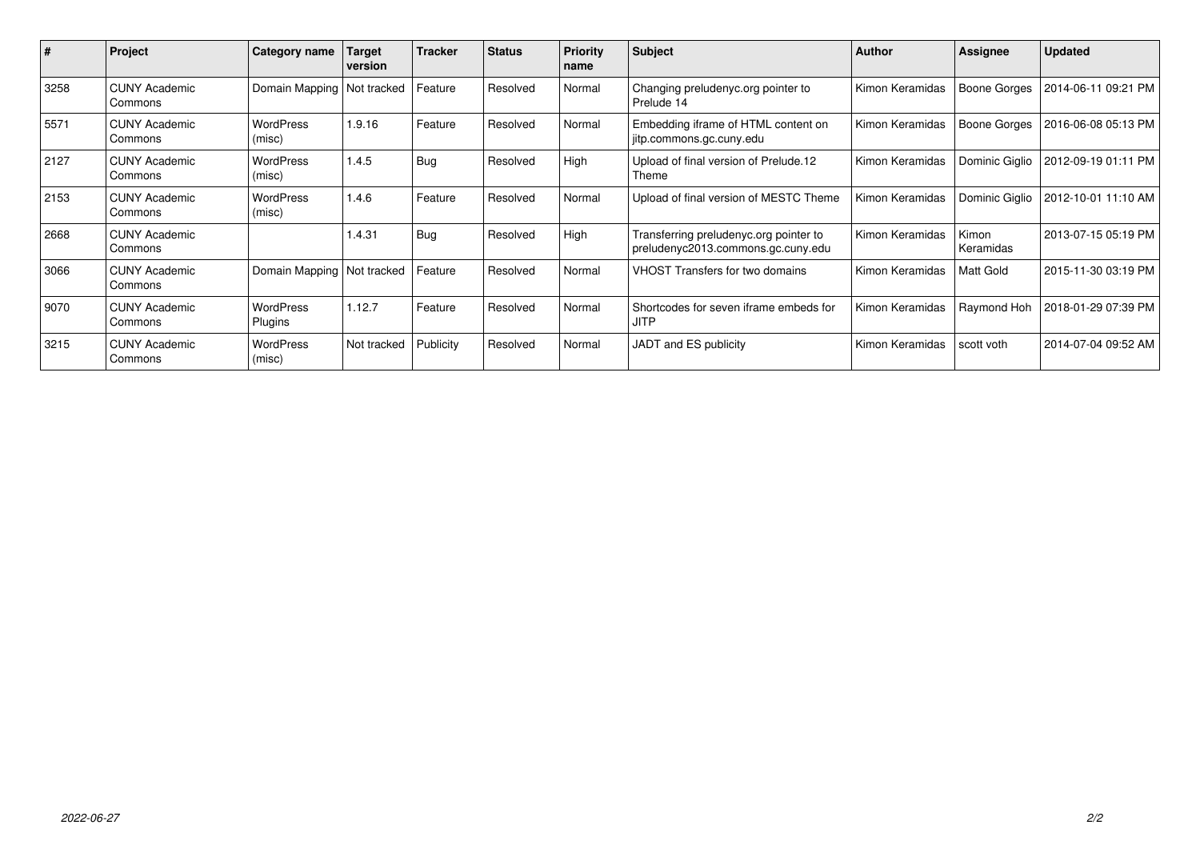| # | Project | Category name | Target version | Tracker | Status | Priority name | Subject | Author | Assignee | Updated |
|---|---|---|---|---|---|---|---|---|---|---|
| 3258 | CUNY Academic Commons | Domain Mapping | Not tracked | Feature | Resolved | Normal | Changing preludenyc.org pointer to Prelude 14 | Kimon Keramidas | Boone Gorges | 2014-06-11 09:21 PM |
| 5571 | CUNY Academic Commons | WordPress (misc) | 1.9.16 | Feature | Resolved | Normal | Embedding iframe of HTML content on jitp.commons.gc.cuny.edu | Kimon Keramidas | Boone Gorges | 2016-06-08 05:13 PM |
| 2127 | CUNY Academic Commons | WordPress (misc) | 1.4.5 | Bug | Resolved | High | Upload of final version of Prelude.12 Theme | Kimon Keramidas | Dominic Giglio | 2012-09-19 01:11 PM |
| 2153 | CUNY Academic Commons | WordPress (misc) | 1.4.6 | Feature | Resolved | Normal | Upload of final version of MESTC Theme | Kimon Keramidas | Dominic Giglio | 2012-10-01 11:10 AM |
| 2668 | CUNY Academic Commons | | 1.4.31 | Bug | Resolved | High | Transferring preludenyc.org pointer to preludenyc2013.commons.gc.cuny.edu | Kimon Keramidas | Kimon Keramidas | 2013-07-15 05:19 PM |
| 3066 | CUNY Academic Commons | Domain Mapping | Not tracked | Feature | Resolved | Normal | VHOST Transfers for two domains | Kimon Keramidas | Matt Gold | 2015-11-30 03:19 PM |
| 9070 | CUNY Academic Commons | WordPress Plugins | 1.12.7 | Feature | Resolved | Normal | Shortcodes for seven iframe embeds for JITP | Kimon Keramidas | Raymond Hoh | 2018-01-29 07:39 PM |
| 3215 | CUNY Academic Commons | WordPress (misc) | Not tracked | Publicity | Resolved | Normal | JADT and ES publicity | Kimon Keramidas | scott voth | 2014-07-04 09:52 AM |

*2022-06-27*